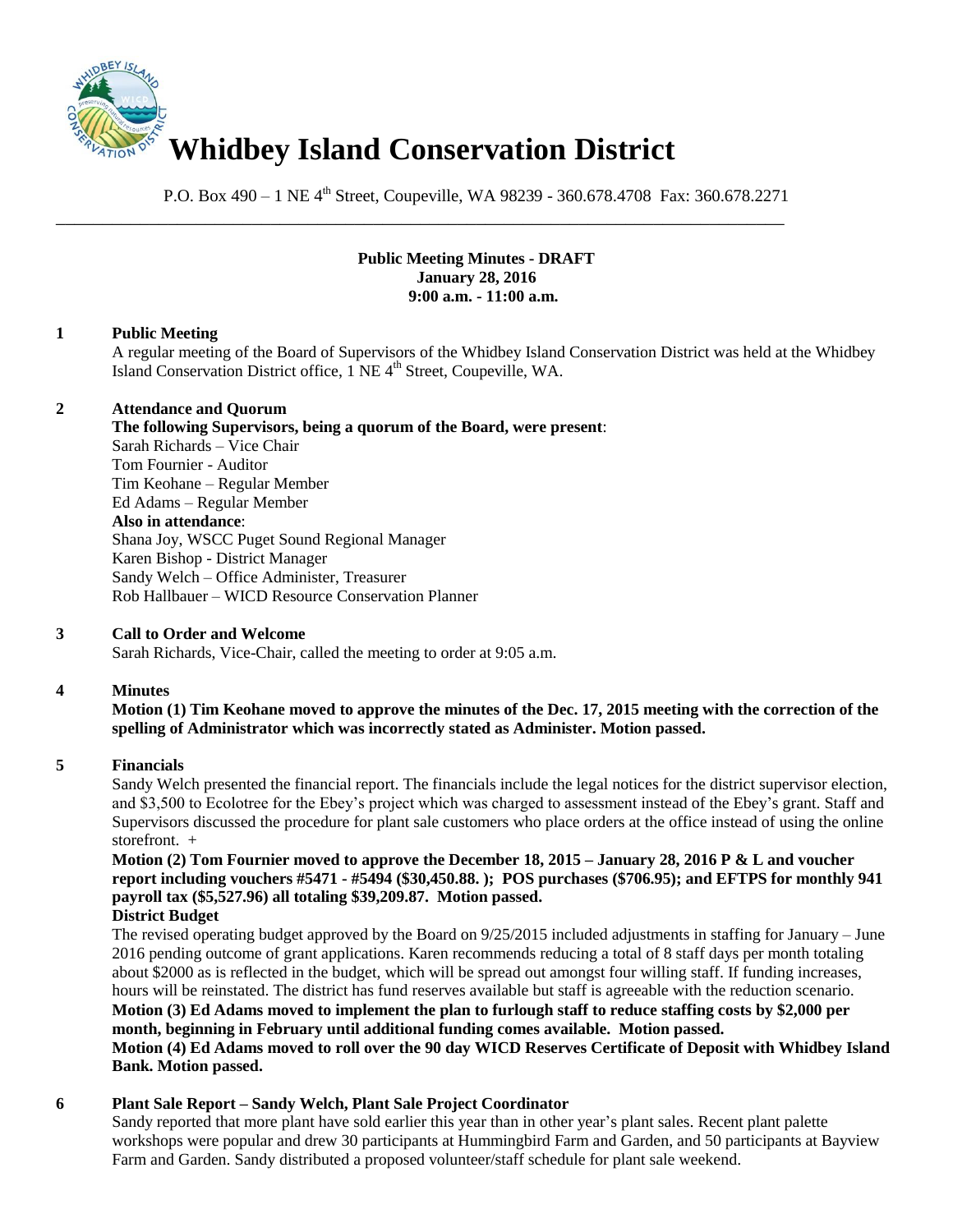# Whidbey Island Conservation District

P.O. Box 490 – 1 NE 4th Street, Coupeville, WA 98239 - 360.678.4708 Fax: 360.678.2271

---

**Public Meeting Minutes - DRAFT**
**January 28, 2016**
**9:00 a.m. - 11:00 a.m.**

**1 Public Meeting**

A regular meeting of the Board of Supervisors of the Whidbey Island Conservation District was held at the Whidbey Island Conservation District office, 1 NE 4th Street, Coupeville, WA.

**2 Attendance and Quorum**

**The following Supervisors, being a quorum of the Board, were present**:
Sarah Richards – Vice Chair
Tom Fournier - Auditor
Tim Keohane – Regular Member
Ed Adams – Regular Member
**Also in attendance**:
Shana Joy, WSCC Puget Sound Regional Manager
Karen Bishop - District Manager
Sandy Welch – Office Administer, Treasurer
Rob Hallbauer – WICD Resource Conservation Planner

**3 Call to Order and Welcome**

Sarah Richards, Vice-Chair, called the meeting to order at 9:05 a.m.

**4 Minutes**

**Motion (1) Tim Keohane moved to approve the minutes of the Dec. 17, 2015 meeting with the correction of the spelling of Administrator which was incorrectly stated as Administer. Motion passed.**

**5 Financials**

Sandy Welch presented the financial report. The financials include the legal notices for the district supervisor election, and $3,500 to Ecolotree for the Ebey's project which was charged to assessment instead of the Ebey's grant. Staff and Supervisors discussed the procedure for plant sale customers who place orders at the office instead of using the online storefront. +

**Motion (2) Tom Fournier moved to approve the December 18, 2015 – January 28, 2016 P & L and voucher report including vouchers #5471 - #5494 ($30,450.88. ); POS purchases ($706.95); and EFTPS for monthly 941 payroll tax ($5,527.96) all totaling $39,209.87. Motion passed.**

**District Budget**

The revised operating budget approved by the Board on 9/25/2015 included adjustments in staffing for January – June 2016 pending outcome of grant applications. Karen recommends reducing a total of 8 staff days per month totaling about $2000 as is reflected in the budget, which will be spread out amongst four willing staff. If funding increases, hours will be reinstated. The district has fund reserves available but staff is agreeable with the reduction scenario.

**Motion (3) Ed Adams moved to implement the plan to furlough staff to reduce staffing costs by $2,000 per month, beginning in February until additional funding comes available. Motion passed.**

**Motion (4) Ed Adams moved to roll over the 90 day WICD Reserves Certificate of Deposit with Whidbey Island Bank. Motion passed.**

**6 Plant Sale Report – Sandy Welch, Plant Sale Project Coordinator**

Sandy reported that more plant have sold earlier this year than in other year's plant sales. Recent plant palette workshops were popular and drew 30 participants at Hummingbird Farm and Garden, and 50 participants at Bayview Farm and Garden. Sandy distributed a proposed volunteer/staff schedule for plant sale weekend.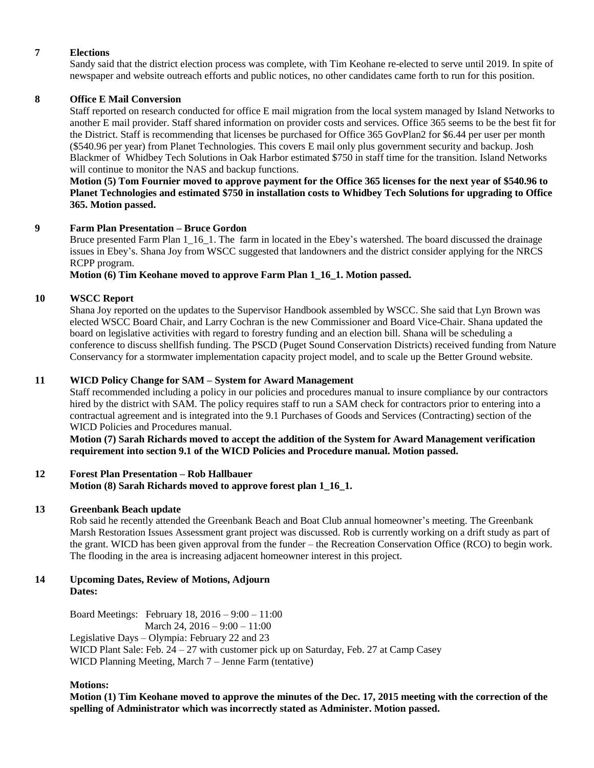**7 Elections**

Sandy said that the district election process was complete, with Tim Keohane re-elected to serve until 2019. In spite of newspaper and website outreach efforts and public notices, no other candidates came forth to run for this position.

**8 Office E Mail Conversion**

Staff reported on research conducted for office E mail migration from the local system managed by Island Networks to another E mail provider. Staff shared information on provider costs and services. Office 365 seems to be the best fit for the District. Staff is recommending that licenses be purchased for Office 365 GovPlan2 for $6.44 per user per month ($540.96 per year) from Planet Technologies. This covers E mail only plus government security and backup. Josh Blackmer of Whidbey Tech Solutions in Oak Harbor estimated $750 in staff time for the transition. Island Networks will continue to monitor the NAS and backup functions.

**Motion (5) Tom Fournier moved to approve payment for the Office 365 licenses for the next year of $540.96 to Planet Technologies and estimated $750 in installation costs to Whidbey Tech Solutions for upgrading to Office 365. Motion passed.**

**9 Farm Plan Presentation – Bruce Gordon**

Bruce presented Farm Plan 1_16_1. The farm in located in the Ebey's watershed. The board discussed the drainage issues in Ebey's. Shana Joy from WSCC suggested that landowners and the district consider applying for the NRCS RCPP program.

**Motion (6) Tim Keohane moved to approve Farm Plan 1_16_1. Motion passed.**

**10 WSCC Report**

Shana Joy reported on the updates to the Supervisor Handbook assembled by WSCC. She said that Lyn Brown was elected WSCC Board Chair, and Larry Cochran is the new Commissioner and Board Vice-Chair. Shana updated the board on legislative activities with regard to forestry funding and an election bill. Shana will be scheduling a conference to discuss shellfish funding. The PSCD (Puget Sound Conservation Districts) received funding from Nature Conservancy for a stormwater implementation capacity project model, and to scale up the Better Ground website.

**11 WICD Policy Change for SAM – System for Award Management**

Staff recommended including a policy in our policies and procedures manual to insure compliance by our contractors hired by the district with SAM. The policy requires staff to run a SAM check for contractors prior to entering into a contractual agreement and is integrated into the 9.1 Purchases of Goods and Services (Contracting) section of the WICD Policies and Procedures manual.

**Motion (7) Sarah Richards moved to accept the addition of the System for Award Management verification requirement into section 9.1 of the WICD Policies and Procedure manual. Motion passed.**

**12 Forest Plan Presentation – Rob Hallbauer**

**Motion (8) Sarah Richards moved to approve forest plan 1_16_1.**

**13 Greenbank Beach update**

Rob said he recently attended the Greenbank Beach and Boat Club annual homeowner's meeting. The Greenbank Marsh Restoration Issues Assessment grant project was discussed. Rob is currently working on a drift study as part of the grant. WICD has been given approval from the funder – the Recreation Conservation Office (RCO) to begin work. The flooding in the area is increasing adjacent homeowner interest in this project.

**14 Upcoming Dates, Review of Motions, Adjourn**

**Dates:**

Board Meetings: February 18, 2016 – 9:00 – 11:00
March 24, 2016 – 9:00 – 11:00
Legislative Days – Olympia: February 22 and 23
WICD Plant Sale: Feb. 24 – 27 with customer pick up on Saturday, Feb. 27 at Camp Casey
WICD Planning Meeting, March 7 – Jenne Farm (tentative)

**Motions:**

**Motion (1) Tim Keohane moved to approve the minutes of the Dec. 17, 2015 meeting with the correction of the spelling of Administrator which was incorrectly stated as Administer. Motion passed.**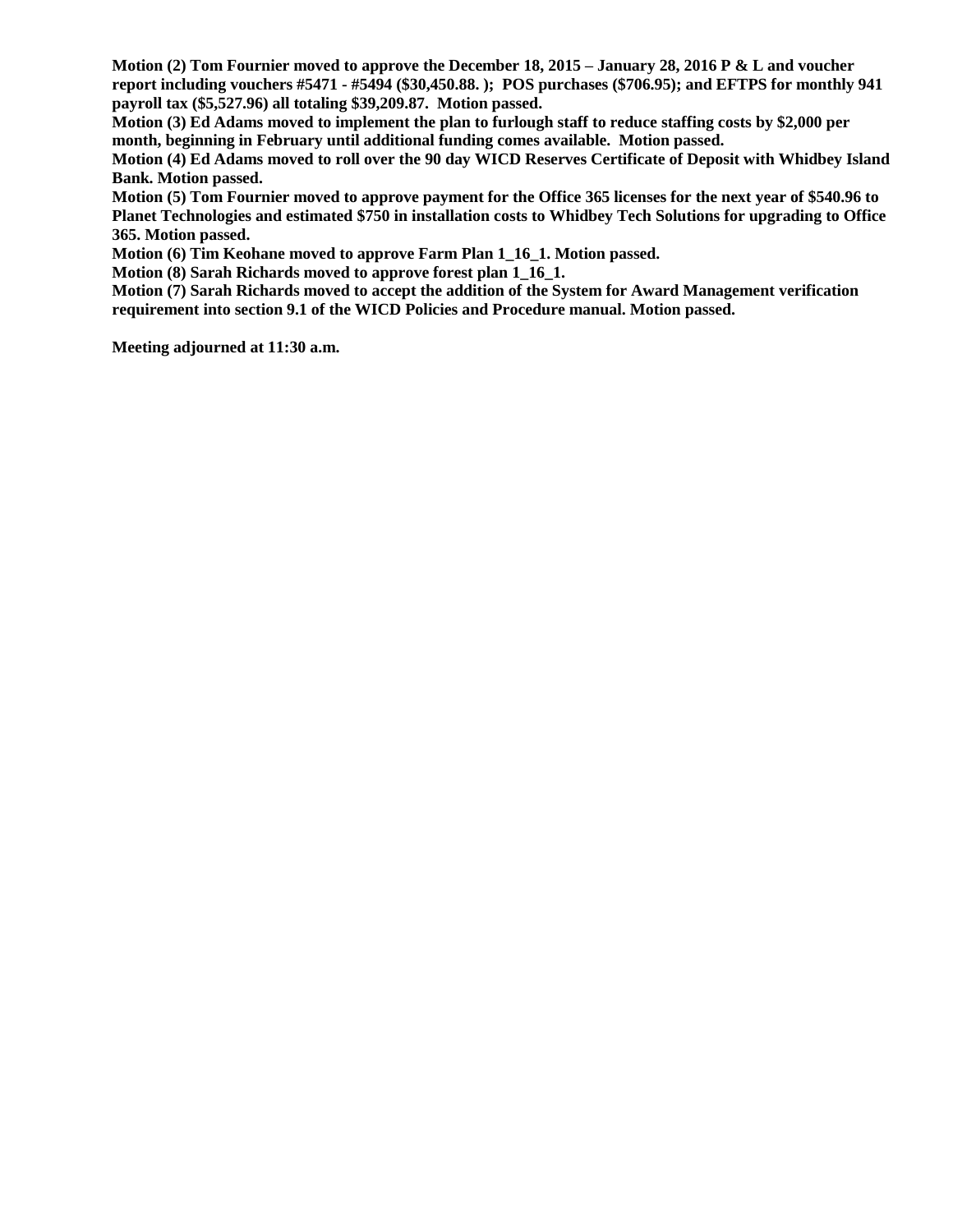**Motion (2) Tom Fournier moved to approve the December 18, 2015 – January 28, 2016 P & L and voucher report including vouchers #5471 - #5494 ($30,450.88. ); POS purchases ($706.95); and EFTPS for monthly 941 payroll tax ($5,527.96) all totaling $39,209.87. Motion passed.**

**Motion (3) Ed Adams moved to implement the plan to furlough staff to reduce staffing costs by $2,000 per month, beginning in February until additional funding comes available. Motion passed.**

**Motion (4) Ed Adams moved to roll over the 90 day WICD Reserves Certificate of Deposit with Whidbey Island Bank. Motion passed.**

**Motion (5) Tom Fournier moved to approve payment for the Office 365 licenses for the next year of $540.96 to Planet Technologies and estimated $750 in installation costs to Whidbey Tech Solutions for upgrading to Office 365. Motion passed.**

**Motion (6) Tim Keohane moved to approve Farm Plan 1_16_1. Motion passed.**

**Motion (8) Sarah Richards moved to approve forest plan 1_16_1.**

**Motion (7) Sarah Richards moved to accept the addition of the System for Award Management verification requirement into section 9.1 of the WICD Policies and Procedure manual. Motion passed.**

**Meeting adjourned at 11:30 a.m.**